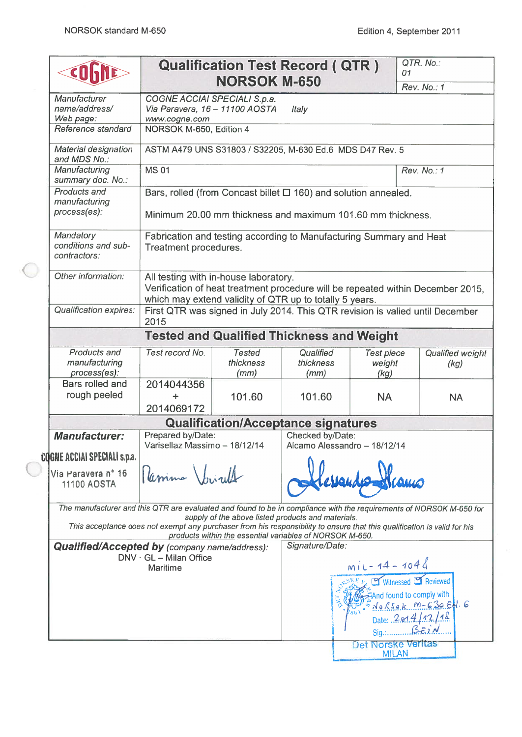# Qualification Test Record ( QTR ) NORSOK M-650

COGNE

| | |
|---|---|
| QTR. No.: | 01 |
| Rev. No.: | 1 |

| | |
|---|---|
| *Manufacturer name/address/ Web page:* | *COGNE ACCIAI SPECIALI S.p.a.*<br>*Via Paravera, 16 – 11100 AOSTA Italy*<br>*www.cogne.com* |
| *Reference standard* | NORSOK M-650, Edition 4 |
| *Material designation and MDS No.:* | ASTM A479 UNS S31803 / S32205, M-630 Ed.6 MDS D47 Rev. 5 |
| *Manufacturing summary doc. No.:* | MS 01 — *Rev. No.: 1* |
| *Products and manufacturing process(es):* | Bars, rolled (from Concast billet □ 160) and solution annealed.<br>Minimum 20.00 mm thickness and maximum 101.60 mm thickness. |
| *Mandatory conditions and sub-contractors:* | Fabrication and testing according to Manufacturing Summary and Heat Treatment procedures. |
| *Other information:* | All testing with in-house laboratory.<br>Verification of heat treatment procedure will be repeated within December 2015, which may extend validity of QTR up to totally 5 years. |
| *Qualification expires:* | First QTR was signed in July 2014. This QTR revision is valied until December 2015 |

## Tested and Qualified Thickness and Weight

| *Products and manufacturing process(es):* | *Test record No.* | *Tested thickness (mm)* | *Qualified thickness (mm)* | *Test piece weight (kg)* | *Qualified weight (kg)* |
|---|---|---|---|---|---|
| Bars rolled and rough peeled | 2014044356 + 2014069172 | 101.60 | 101.60 | NA | NA |

## Qualification/Acceptance signatures

| **Manufacturer:** | Prepared by/Date: | Checked by/Date: |
|---|---|---|
| COGNE ACCIAI SPECIALI s.p.a.<br>Via Paravera n° 16<br>11100 AOSTA | Varisellaz Massimo – 18/12/14<br>[signature] | Alcamo Alessandro – 18/12/14<br>[signature] |

*The manufacturer and this QTR are evaluated and found to be in compliance with the requirements of NORSOK M-650 for supply of the above listed products and materials.*
*This acceptance does not exempt any purchaser from his responsibility to ensure that this qualification is valid for his products within the essential variables of NORSOK M-650.*

| **Qualified/Accepted by** (company name/address): | Signature/Date: |
|---|---|
| DNV · GL – Milan Office<br>Maritime | MIL - 14 - 1048<br>[stamp: Det Norske Veritas MILAN — ☑ Witnessed ☑ Reviewed — And found to comply with NORSOK M-630 Ed. 6 — Date: 2014/12/18 — Sig.: BEIN] |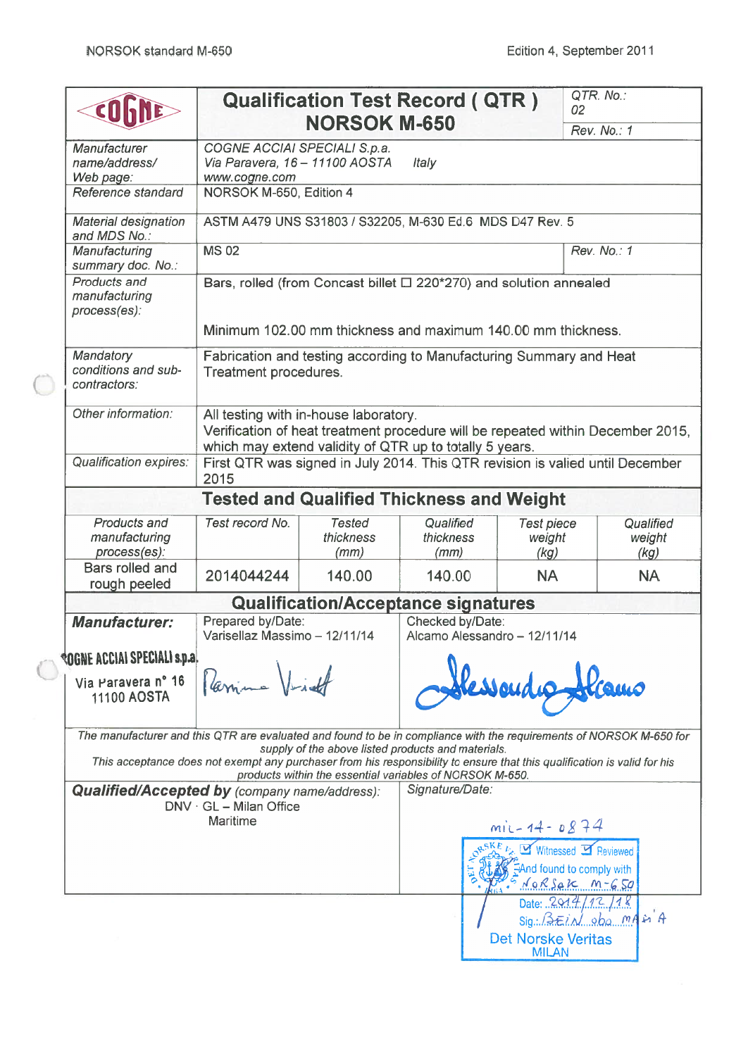| COGNE | Qualification Test Record ( QTR ) NORSOK M-650 | QTR. No.: 02 |
|---|---|---|
| | | Rev. No.: 1 |
| *Manufacturer name/address/ Web page:* | *COGNE ACCIAI SPECIALI S.p.a. Via Paravera, 16 – 11100 AOSTA Italy www.cogne.com* | |
| *Reference standard* | NORSOK M-650, Edition 4 | |
| *Material designation and MDS No.:* | ASTM A479 UNS S31803 / S32205, M-630 Ed.6 MDS D47 Rev. 5 | |
| *Manufacturing summary doc. No.:* | MS 02 | *Rev. No.: 1* |
| *Products and manufacturing process(es):* | Bars, rolled (from Concast billet □ 220*270) and solution annealed<br><br>Minimum 102.00 mm thickness and maximum 140.00 mm thickness. | |
| *Mandatory conditions and sub-contractors:* | Fabrication and testing according to Manufacturing Summary and Heat Treatment procedures. | |
| *Other information:* | All testing with in-house laboratory.<br>Verification of heat treatment procedure will be repeated within December 2015, which may extend validity of QTR up to totally 5 years. | |
| *Qualification expires:* | First QTR was signed in July 2014. This QTR revision is valied until December 2015 | |

## Tested and Qualified Thickness and Weight

| *Products and manufacturing process(es):* | *Test record No.* | *Tested thickness (mm)* | *Qualified thickness (mm)* | *Test piece weight (kg)* | *Qualified weight (kg)* |
|---|---|---|---|---|---|
| Bars rolled and rough peeled | 2014044244 | 140.00 | 140.00 | NA | NA |

## Qualification/Acceptance signatures

| ***Manufacturer:*** | Prepared by/Date: | Checked by/Date: |
|---|---|---|
| COGNE ACCIAI SPECIALI s.p.a. Via Paravera n° 16 11100 AOSTA | Varisellaz Massimo – 12/11/14<br>[signature] | Alcamo Alessandro – 12/11/14<br>[signature: Alessandro Alcamo] |

*The manufacturer and this QTR are evaluated and found to be in compliance with the requirements of NORSOK M-650 for supply of the above listed products and materials.*
*This acceptance does not exempt any purchaser from his responsibility to ensure that this qualification is valid for his products within the essential variables of NORSOK M-650.*

| ***Qualified/Accepted by*** *(company name/address):* | *Signature/Date:* |
|---|---|
| DNV · GL – Milan Office<br>Maritime | MIL-14-0874<br>[Stamp: Det Norske Veritas MILAN — ☑ Witnessed ☑ Reviewed And found to comply with NORSOK M-650; Date: 2014/12/18; Sig.: BEIN ... MAIA] |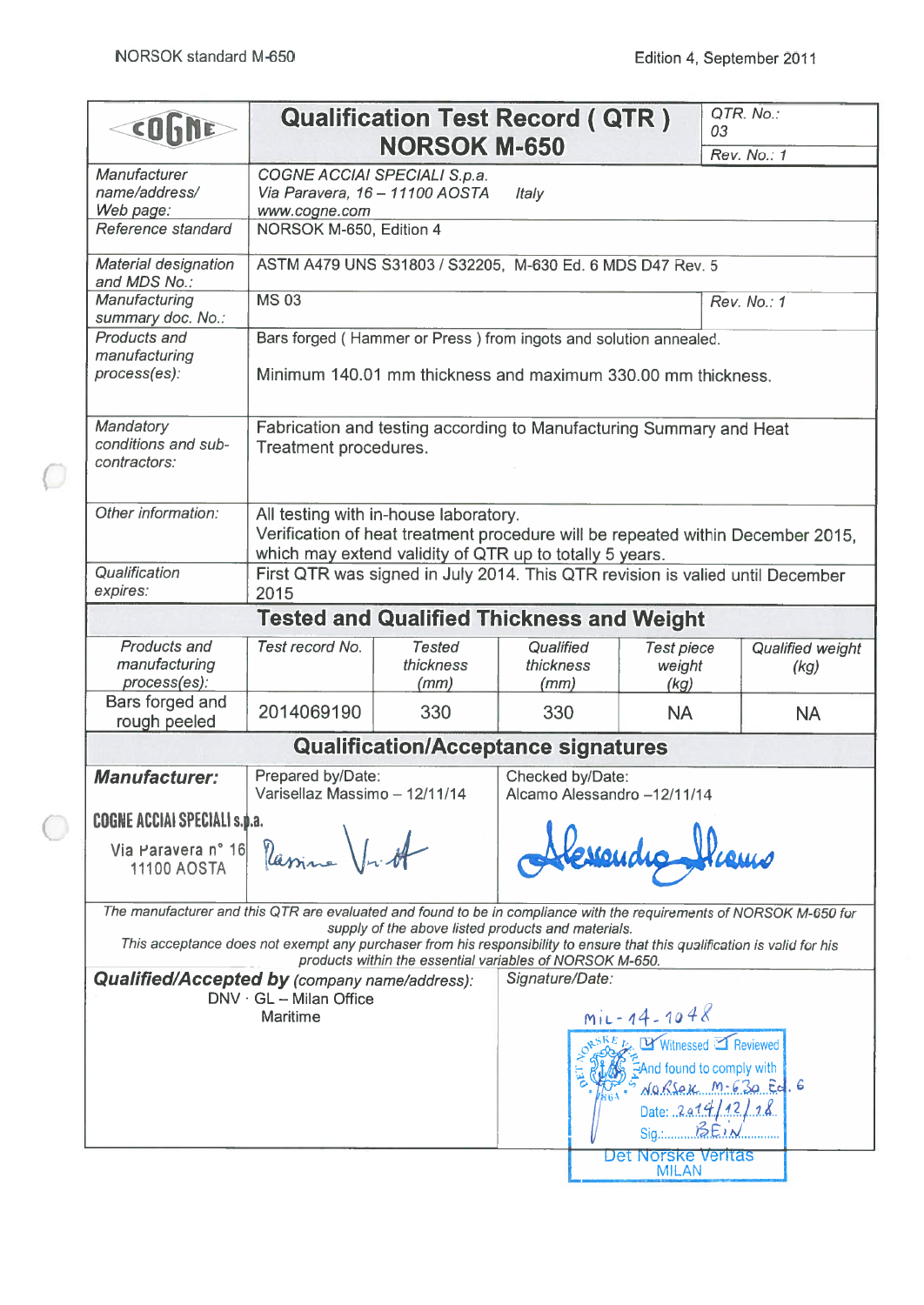| COGNE | **Qualification Test Record ( QTR ) NORSOK M-650** | *QTR. No.:* *03* *Rev. No.: 1* |
|---|---|---|
| *Manufacturer name/address/ Web page:* | *COGNE ACCIAI SPECIALI S.p.a.* *Via Paravera, 16 – 11100 AOSTA* *Italy* *www.cogne.com* | |
| *Reference standard* | NORSOK M-650, Edition 4 | |
| *Material designation and MDS No.:* | ASTM A479 UNS S31803 / S32205, M-630 Ed. 6 MDS D47 Rev. 5 | |
| *Manufacturing summary doc. No.:* | MS 03 | *Rev. No.: 1* |
| *Products and manufacturing process(es):* | Bars forged ( Hammer or Press ) from ingots and solution annealed. Minimum 140.01 mm thickness and maximum 330.00 mm thickness. | |
| *Mandatory conditions and sub-contractors:* | Fabrication and testing according to Manufacturing Summary and Heat Treatment procedures. | |
| *Other information:* | All testing with in-house laboratory. Verification of heat treatment procedure will be repeated within December 2015, which may extend validity of QTR up to totally 5 years. | |
| *Qualification expires:* | First QTR was signed in July 2014. This QTR revision is valied until December 2015 | |

## Tested and Qualified Thickness and Weight

| *Products and manufacturing process(es):* | *Test record No.* | *Tested thickness (mm)* | *Qualified thickness (mm)* | *Test piece weight (kg)* | *Qualified weight (kg)* |
|---|---|---|---|---|---|
| Bars forged and rough peeled | 2014069190 | 330 | 330 | NA | NA |

## Qualification/Acceptance signatures

| ***Manufacturer:*** | Prepared by/Date: | Checked by/Date: |
|---|---|---|
| COGNE ACCIAI SPECIALI s.p.a. Via Paravera n° 16 11100 AOSTA | Varisellaz Massimo – 12/11/14 | Alcamo Alessandro –12/11/14 |

*The manufacturer and this QTR are evaluated and found to be in compliance with the requirements of NORSOK M-650 for supply of the above listed products and materials.*
*This acceptance does not exempt any purchaser from his responsibility to ensure that this qualification is valid for his products within the essential variables of NORSOK M-650.*

| ***Qualified/Accepted by*** *(company name/address):* | *Signature/Date:* |
|---|---|
| DNV · GL – Milan Office Maritime | MIL-14-1048 ☑ Witnessed ☑ Reviewed And found to comply with NORSOK M-630 Ed. 6 Date: 2014/12/18 Sig.: BEIN Det Norske Veritas MILAN |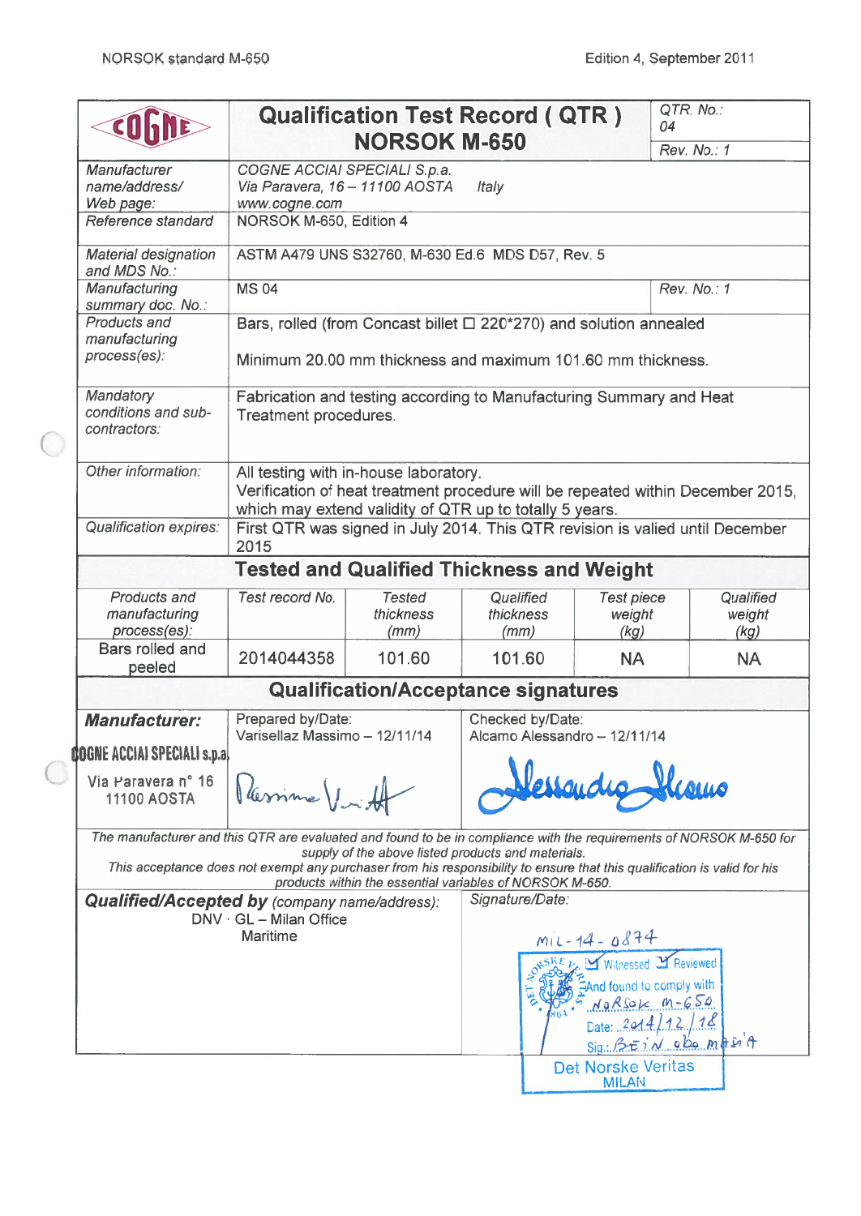| COGNE | **Qualification Test Record ( QTR )** **NORSOK M-650** | | | | *QTR. No.:* 04 |
|---|---|---|---|---|---|
| | | | | | *Rev. No.: 1* |
| *Manufacturer name/address/ Web page:* | *COGNE ACCIAI SPECIALI S.p.a.* *Via Paravera, 16 – 11100 AOSTA Italy* *www.cogne.com* | | | | |
| *Reference standard* | NORSOK M-650, Edition 4 | | | | |
| *Material designation and MDS No.:* | ASTM A479 UNS S32760, M-630 Ed.6 MDS D57, Rev. 5 | | | | |
| *Manufacturing summary doc. No.:* | MS 04 | | | | *Rev. No.: 1* |
| *Products and manufacturing process(es):* | Bars, rolled (from Concast billet □ 220*270) and solution annealed<br><br>Minimum 20.00 mm thickness and maximum 101.60 mm thickness. | | | | |
| *Mandatory conditions and sub-contractors:* | Fabrication and testing according to Manufacturing Summary and Heat Treatment procedures. | | | | |
| *Other information:* | All testing with in-house laboratory.<br>Verification of heat treatment procedure will be repeated within December 2015, which may extend validity of QTR up to totally 5 years. | | | | |
| *Qualification expires:* | First QTR was signed in July 2014. This QTR revision is valied until December 2015 | | | | |

## Tested and Qualified Thickness and Weight

| *Products and manufacturing process(es):* | *Test record No.* | *Tested thickness (mm)* | *Qualified thickness (mm)* | *Test piece weight (kg)* | *Qualified weight (kg)* |
|---|---|---|---|---|---|
| Bars rolled and peeled | 2014044358 | 101.60 | 101.60 | NA | NA |

## Qualification/Acceptance signatures

| ***Manufacturer:*** COGNE ACCIAI SPECIALI s.p.a. Via Paravera n° 16 11100 AOSTA | Prepared by/Date: Varisellaz Massimo – 12/11/14 [signature] | Checked by/Date: Alcamo Alessandro – 12/11/14 [signature] |
|---|---|---|

*The manufacturer and this QTR are evaluated and found to be in compliance with the requirements of NORSOK M-650 for supply of the above listed products and materials.*
*This acceptance does not exempt any purchaser from his responsibility to ensure that this qualification is valid for his products within the essential variables of NORSOK M-650.*

| ***Qualified/Accepted by*** *(company name/address):* DNV · GL – Milan Office Maritime | *Signature/Date:* MIL-14-0874 [Stamp: Det Norske Veritas 1864 – Witnessed / Reviewed And found to comply with NORSOK M-650 Date: 2014/12/18 Sig.: BEIN abo Marsia – Det Norske Veritas MILAN] |
|---|---|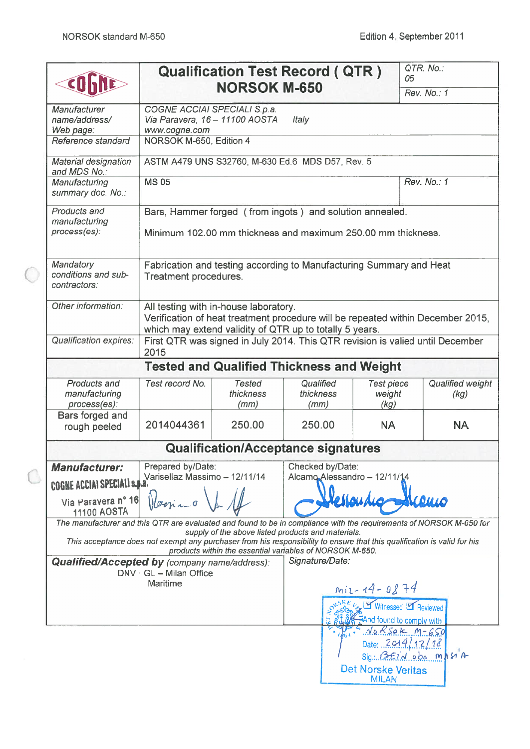| COGNE | Qualification Test Record ( QTR ) NORSOK M-650 | QTR. No.: 05 |
|---|---|---|
| | | Rev. No.: 1 |
| *Manufacturer name/address/ Web page:* | *COGNE ACCIAI SPECIALI S.p.a. Via Paravera, 16 – 11100 AOSTA Italy www.cogne.com* | |
| *Reference standard* | NORSOK M-650, Edition 4 | |
| *Material designation and MDS No.:* | ASTM A479 UNS S32760, M-630 Ed.6 MDS D57, Rev. 5 | |
| *Manufacturing summary doc. No.:* | MS 05 | *Rev. No.: 1* |
| *Products and manufacturing process(es):* | Bars, Hammer forged ( from ingots ) and solution annealed. Minimum 102.00 mm thickness and maximum 250.00 mm thickness. | |
| *Mandatory conditions and sub-contractors:* | Fabrication and testing according to Manufacturing Summary and Heat Treatment procedures. | |
| *Other information:* | All testing with in-house laboratory. Verification of heat treatment procedure will be repeated within December 2015, which may extend validity of QTR up to totally 5 years. | |
| *Qualification expires:* | First QTR was signed in July 2014. This QTR revision is valied until December 2015 | |

## Tested and Qualified Thickness and Weight

| *Products and manufacturing process(es):* | *Test record No.* | *Tested thickness (mm)* | *Qualified thickness (mm)* | *Test piece weight (kg)* | *Qualified weight (kg)* |
|---|---|---|---|---|---|
| Bars forged and rough peeled | 2014044361 | 250.00 | 250.00 | NA | NA |

## Qualification/Acceptance signatures

| ***Manufacturer:*** | Prepared by/Date: | Checked by/Date: |
|---|---|---|
| COGNE ACCIAI SPECIALI s.p.a. Via Paravera n° 16 11100 AOSTA | Varisellaz Massimo – 12/11/14 | Alcamo Alessandro – 12/11/14 |

*The manufacturer and this QTR are evaluated and found to be in compliance with the requirements of NORSOK M-650 for supply of the above listed products and materials.*
*This acceptance does not exempt any purchaser from his responsibility to ensure that this qualification is valid for his products within the essential variables of NORSOK M-650.*

| ***Qualified/Accepted by*** *(company name/address):* | *Signature/Date:* |
|---|---|
| DNV · GL – Milan Office Maritime | MIL-14-0874 Witnessed Reviewed And found to comply with NORSOK M-650 Date: 2014/12/18 Sig.: BEIN obo MASIA Det Norske Veritas MILAN |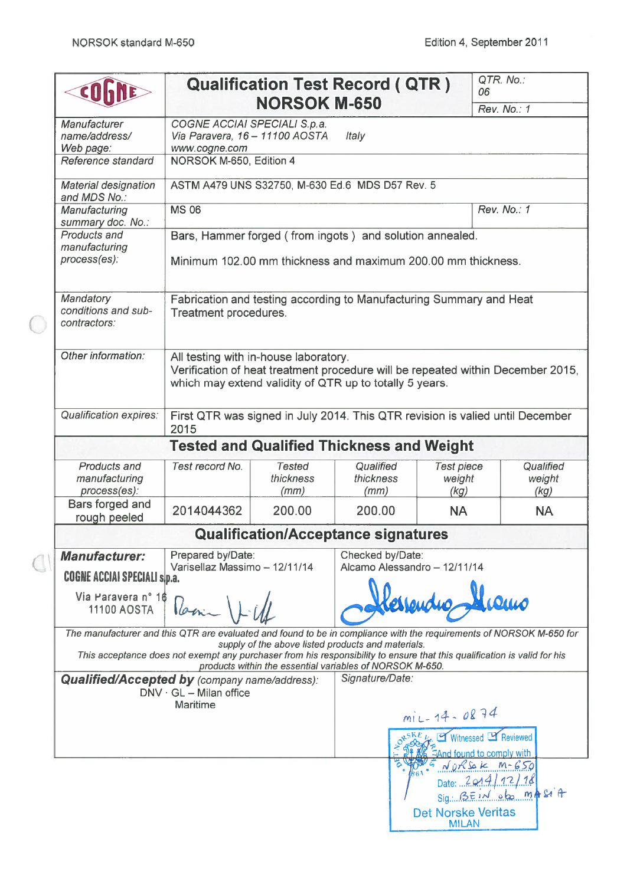| COGNE | **Qualification Test Record ( QTR ) NORSOK M-650** | QTR. No.: 06 |
|---|---|---|
| | | Rev. No.: 1 |
| *Manufacturer name/address/ Web page:* | *COGNE ACCIAI SPECIALI S.p.a.* *Via Paravera, 16 – 11100 AOSTA Italy* *www.cogne.com* | |
| *Reference standard* | NORSOK M-650, Edition 4 | |
| *Material designation and MDS No.:* | ASTM A479 UNS S32750, M-630 Ed.6 MDS D57 Rev. 5 | |
| *Manufacturing summary doc. No.:* | MS 06 | *Rev. No.: 1* |
| *Products and manufacturing process(es):* | Bars, Hammer forged ( from ingots ) and solution annealed. Minimum 102.00 mm thickness and maximum 200.00 mm thickness. | |
| *Mandatory conditions and sub-contractors:* | Fabrication and testing according to Manufacturing Summary and Heat Treatment procedures. | |
| *Other information:* | All testing with in-house laboratory. Verification of heat treatment procedure will be repeated within December 2015, which may extend validity of QTR up to totally 5 years. | |
| *Qualification expires:* | First QTR was signed in July 2014. This QTR revision is valied until December 2015 | |

**Tested and Qualified Thickness and Weight**

| *Products and manufacturing process(es):* | *Test record No.* | *Tested thickness (mm)* | *Qualified thickness (mm)* | *Test piece weight (kg)* | *Qualified weight (kg)* |
|---|---|---|---|---|---|
| Bars forged and rough peeled | 2014044362 | 200.00 | 200.00 | NA | NA |

**Qualification/Acceptance signatures**

| ***Manufacturer:*** COGNE ACCIAI SPECIALI s.p.a. Via Paravera n° 16 11100 AOSTA | Prepared by/Date: Varisellaz Massimo – 12/11/14 | Checked by/Date: Alcamo Alessandro – 12/11/14 |
|---|---|---|

*The manufacturer and this QTR are evaluated and found to be in compliance with the requirements of NORSOK M-650 for supply of the above listed products and materials.*
*This acceptance does not exempt any purchaser from his responsibility to ensure that this qualification is valid for his products within the essential variables of NORSOK M-650.*

| ***Qualified/Accepted by*** *(company name/address):* DNV · GL – Milan office Maritime | *Signature/Date:* MIL-14-0874 Witnessed / Reviewed And found to comply with NORSOK M-650 Date: 2014/12/18 Sig.: BEIN obo MASIA Det Norske Veritas MILAN |
|---|---|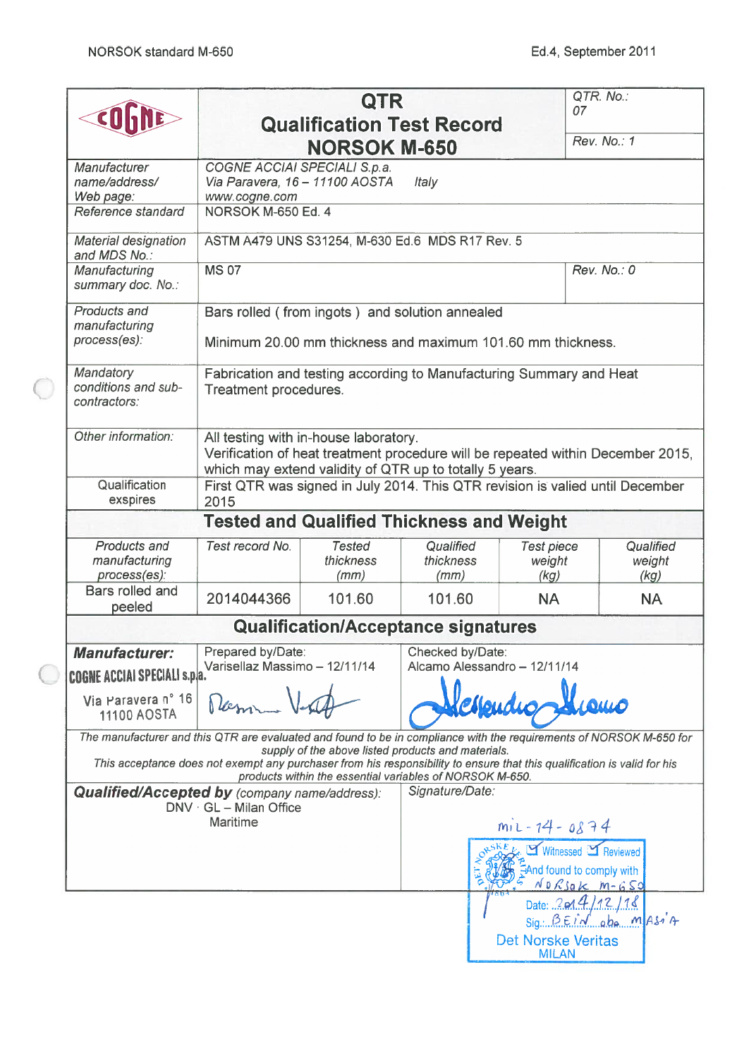| COGNE | **QTR Qualification Test Record NORSOK M-650** | QTR. No.: 07 |
|---|---|---|
| | | Rev. No.: 1 |
| *Manufacturer name/address/ Web page:* | *COGNE ACCIAI SPECIALI S.p.a. Via Paravera, 16 – 11100 AOSTA Italy www.cogne.com* | |
| *Reference standard* | NORSOK M-650 Ed. 4 | |
| *Material designation and MDS No.:* | ASTM A479 UNS S31254, M-630 Ed.6 MDS R17 Rev. 5 | |
| *Manufacturing summary doc. No.:* | MS 07 | *Rev. No.: 0* |
| *Products and manufacturing process(es):* | Bars rolled ( from ingots ) and solution annealed<br><br>Minimum 20.00 mm thickness and maximum 101.60 mm thickness. | |
| *Mandatory conditions and sub-contractors:* | Fabrication and testing according to Manufacturing Summary and Heat Treatment procedures. | |
| *Other information:* | All testing with in-house laboratory.<br>Verification of heat treatment procedure will be repeated within December 2015, which may extend validity of QTR up to totally 5 years. | |
| Qualification exspires | First QTR was signed in July 2014. This QTR revision is valied until December 2015 | |

**Tested and Qualified Thickness and Weight**

| *Products and manufacturing process(es):* | *Test record No.* | *Tested thickness (mm)* | *Qualified thickness (mm)* | *Test piece weight (kg)* | *Qualified weight (kg)* |
|---|---|---|---|---|---|
| Bars rolled and peeled | 2014044366 | 101.60 | 101.60 | NA | NA |

**Qualification/Acceptance signatures**

| ***Manufacturer:*** COGNE ACCIAI SPECIALI s.p.a. Via Paravera n° 16 11100 AOSTA | Prepared by/Date: Varisellaz Massimo – 12/11/14 [signature] | Checked by/Date: Alcamo Alessandro – 12/11/14 [signature] |
|---|---|---|

*The manufacturer and this QTR are evaluated and found to be in compliance with the requirements of NORSOK M-650 for supply of the above listed products and materials.*
*This acceptance does not exempt any purchaser from his responsibility to ensure that this qualification is valid for his products within the essential variables of NORSOK M-650.*

| ***Qualified/Accepted by*** *(company name/address):* | *Signature/Date:* |
|---|---|
| DNV · GL – Milan Office Maritime | MIL-14-0874<br>☑ Witnessed ☑ Reviewed<br>And found to comply with NORSOK M-650<br>Date: 24/12/18<br>Sig.: BEIN abo MASIA<br>Det Norske Veritas MILAN |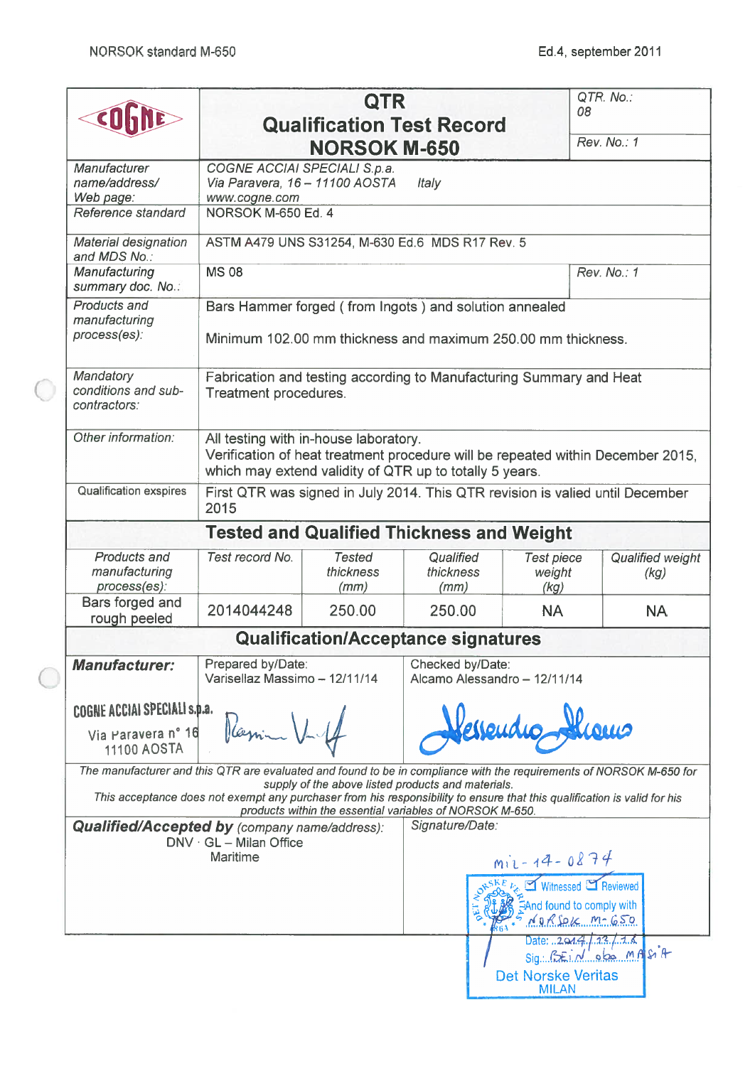| COGNE | QTR<br>Qualification Test Record<br>NORSOK M-650 | QTR. No.: 08<br>Rev. No.: 1 |
|---|---|---|
| Manufacturer name/address/ Web page: | COGNE ACCIAI SPECIALI S.p.a.<br>Via Paravera, 16 – 11100 AOSTA Italy<br>www.cogne.com | |
| Reference standard | NORSOK M-650 Ed. 4 | |
| Material designation and MDS No.: | ASTM A479 UNS S31254, M-630 Ed.6 MDS R17 Rev. 5 | |
| Manufacturing summary doc. No.: | MS 08 | Rev. No.: 1 |
| Products and manufacturing process(es): | Bars Hammer forged ( from Ingots ) and solution annealed<br><br>Minimum 102.00 mm thickness and maximum 250.00 mm thickness. | |
| Mandatory conditions and sub-contractors: | Fabrication and testing according to Manufacturing Summary and Heat Treatment procedures. | |
| Other information: | All testing with in-house laboratory.<br>Verification of heat treatment procedure will be repeated within December 2015, which may extend validity of QTR up to totally 5 years. | |
| Qualification exspires | First QTR was signed in July 2014. This QTR revision is valied until December 2015 | |

## Tested and Qualified Thickness and Weight

| Products and manufacturing process(es): | Test record No. | Tested thickness (mm) | Qualified thickness (mm) | Test piece weight (kg) | Qualified weight (kg) |
|---|---|---|---|---|---|
| Bars forged and rough peeled | 2014044248 | 250.00 | 250.00 | NA | NA |

## Qualification/Acceptance signatures

| **Manufacturer:** | Prepared by/Date: | Checked by/Date: |
|---|---|---|
| COGNE ACCIAI SPECIALI s.p.a.<br>Via Paravera n° 16<br>11100 AOSTA | Varisellaz Massimo – 12/11/14 | Alcamo Alessandro – 12/11/14 |

*The manufacturer and this QTR are evaluated and found to be in compliance with the requirements of NORSOK M-650 for supply of the above listed products and materials.*
*This acceptance does not exempt any purchaser from his responsibility to ensure that this qualification is valid for his products within the essential variables of NORSOK M-650.*

| **Qualified/Accepted by** (company name/address): | Signature/Date: |
|---|---|
| DNV · GL – Milan Office<br>Maritime | MIL-14-0874<br>☑ Witnessed ☑ Reviewed<br>And found to comply with NORSOK M-650<br>Date: 2014/11/18<br>Sig.: BEIN... MASIA<br>Det Norske Veritas<br>MILAN |